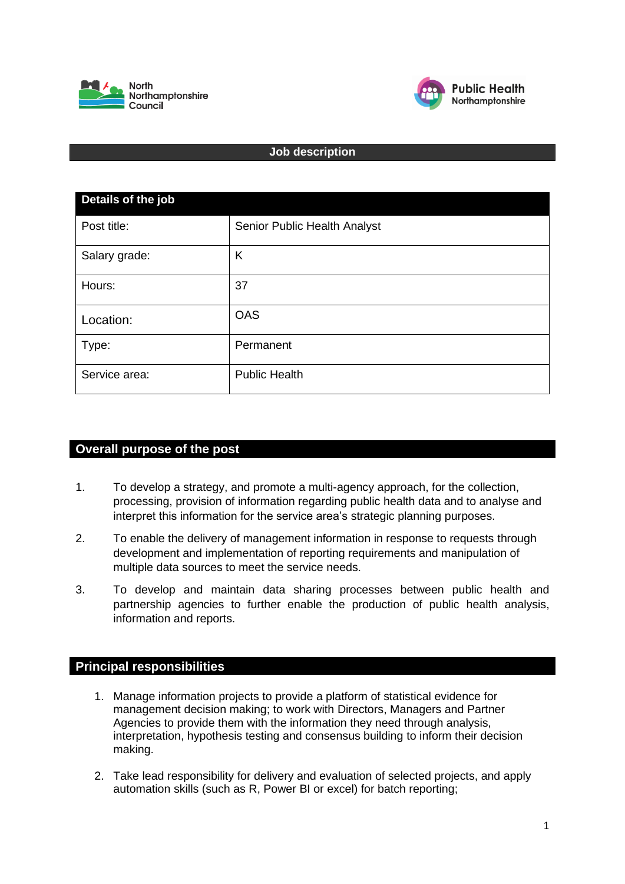North Northamptonshire Council

Public Health Northamptonshire

# Job description

| Details of the job | |
|---|---|
| Post title: | Senior Public Health Analyst |
| Salary grade: | K |
| Hours: | 37 |
| Location: | OAS |
| Type: | Permanent |
| Service area: | Public Health |

## Overall purpose of the post

1. To develop a strategy, and promote a multi-agency approach, for the collection, processing, provision of information regarding public health data and to analyse and interpret this information for the service area's strategic planning purposes.
2. To enable the delivery of management information in response to requests through development and implementation of reporting requirements and manipulation of multiple data sources to meet the service needs.
3. To develop and maintain data sharing processes between public health and partnership agencies to further enable the production of public health analysis, information and reports.

## Principal responsibilities

1. Manage information projects to provide a platform of statistical evidence for management decision making; to work with Directors, Managers and Partner Agencies to provide them with the information they need through analysis, interpretation, hypothesis testing and consensus building to inform their decision making.
2. Take lead responsibility for delivery and evaluation of selected projects, and apply automation skills (such as R, Power BI or excel) for batch reporting;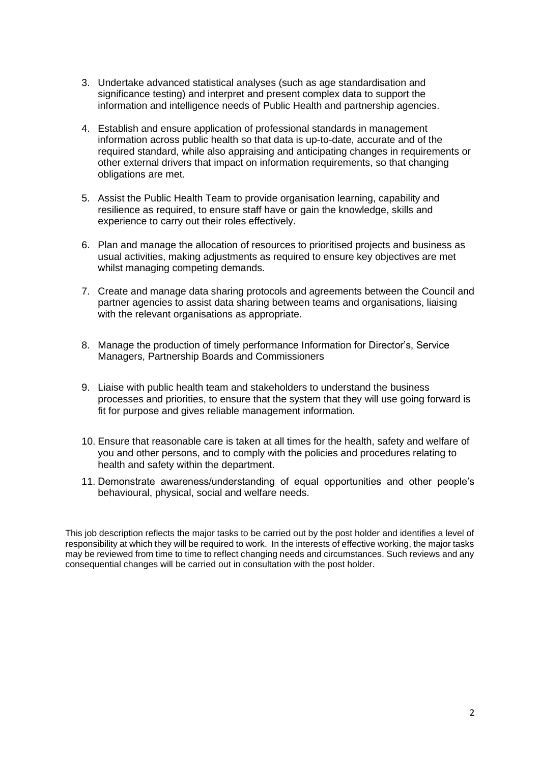3. Undertake advanced statistical analyses (such as age standardisation and significance testing) and interpret and present complex data to support the information and intelligence needs of Public Health and partnership agencies.

4. Establish and ensure application of professional standards in management information across public health so that data is up-to-date, accurate and of the required standard, while also appraising and anticipating changes in requirements or other external drivers that impact on information requirements, so that changing obligations are met.

5. Assist the Public Health Team to provide organisation learning, capability and resilience as required, to ensure staff have or gain the knowledge, skills and experience to carry out their roles effectively.

6. Plan and manage the allocation of resources to prioritised projects and business as usual activities, making adjustments as required to ensure key objectives are met whilst managing competing demands.

7. Create and manage data sharing protocols and agreements between the Council and partner agencies to assist data sharing between teams and organisations, liaising with the relevant organisations as appropriate.

8. Manage the production of timely performance Information for Director's, Service Managers, Partnership Boards and Commissioners

9. Liaise with public health team and stakeholders to understand the business processes and priorities, to ensure that the system that they will use going forward is fit for purpose and gives reliable management information.

10. Ensure that reasonable care is taken at all times for the health, safety and welfare of you and other persons, and to comply with the policies and procedures relating to health and safety within the department.

11. Demonstrate awareness/understanding of equal opportunities and other people's behavioural, physical, social and welfare needs.

This job description reflects the major tasks to be carried out by the post holder and identifies a level of responsibility at which they will be required to work. In the interests of effective working, the major tasks may be reviewed from time to time to reflect changing needs and circumstances. Such reviews and any consequential changes will be carried out in consultation with the post holder.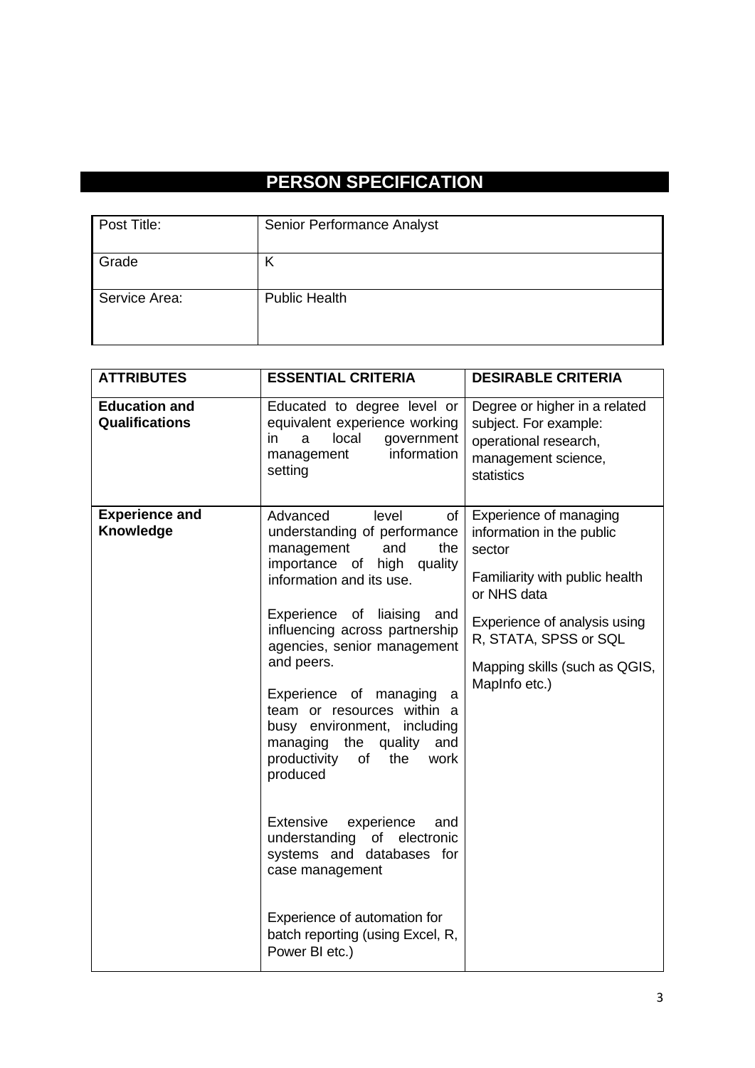# PERSON SPECIFICATION

| Post Title: | Senior Performance Analyst |
|---|---|
| Grade | K |
| Service Area: | Public Health |

| ATTRIBUTES | ESSENTIAL CRITERIA | DESIRABLE CRITERIA |
|---|---|---|
| **Education and Qualifications** | Educated to degree level or equivalent experience working in a local government management information setting | Degree or higher in a related subject. For example: operational research, management science, statistics |
| **Experience and Knowledge** | Advanced level of understanding of performance management and the importance of high quality information and its use.<br><br>Experience of liaising and influencing across partnership agencies, senior management and peers.<br><br>Experience of managing a team or resources within a busy environment, including managing the quality and productivity of the work produced<br><br>Extensive experience and understanding of electronic systems and databases for case management<br><br>Experience of automation for batch reporting (using Excel, R, Power BI etc.) | Experience of managing information in the public sector<br><br>Familiarity with public health or NHS data<br><br>Experience of analysis using R, STATA, SPSS or SQL<br><br>Mapping skills (such as QGIS, MapInfo etc.) |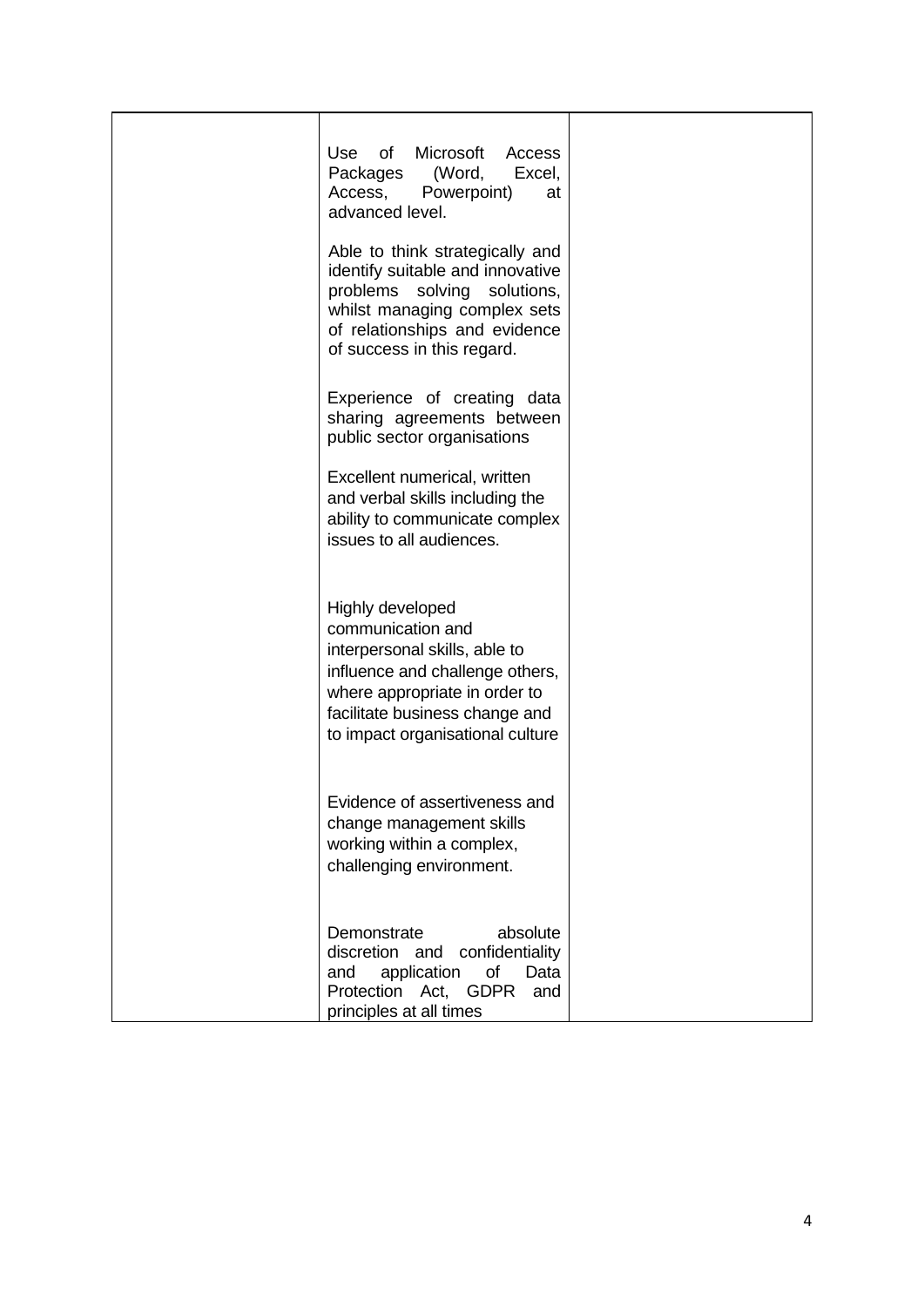|  |  |  |
|---|---|---|
|  | Use of Microsoft Access Packages (Word, Excel, Access, Powerpoint) at advanced level.<br><br>Able to think strategically and identify suitable and innovative problems solving solutions, whilst managing complex sets of relationships and evidence of success in this regard.<br><br>Experience of creating data sharing agreements between public sector organisations<br><br>Excellent numerical, written and verbal skills including the ability to communicate complex issues to all audiences.<br><br>Highly developed communication and interpersonal skills, able to influence and challenge others, where appropriate in order to facilitate business change and to impact organisational culture<br><br>Evidence of assertiveness and change management skills working within a complex, challenging environment.<br><br>Demonstrate absolute discretion and confidentiality and application of Data Protection Act, GDPR and principles at all times |  |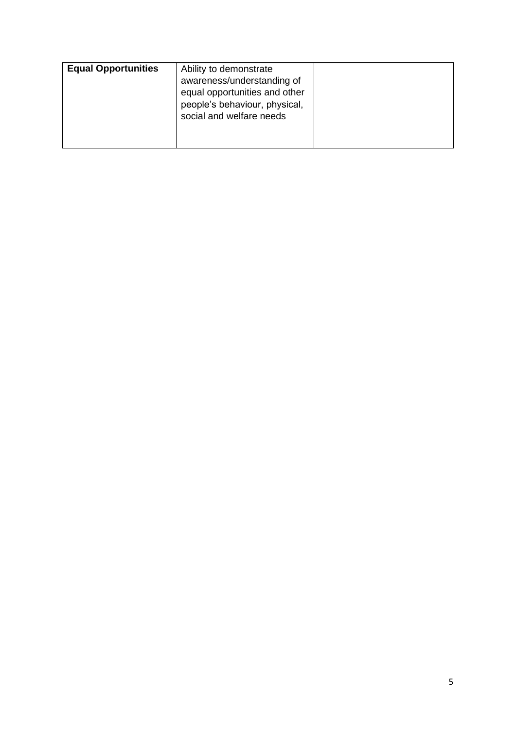| | | |
|---|---|---|
| **Equal Opportunities** | Ability to demonstrate awareness/understanding of equal opportunities and other people's behaviour, physical, social and welfare needs | |